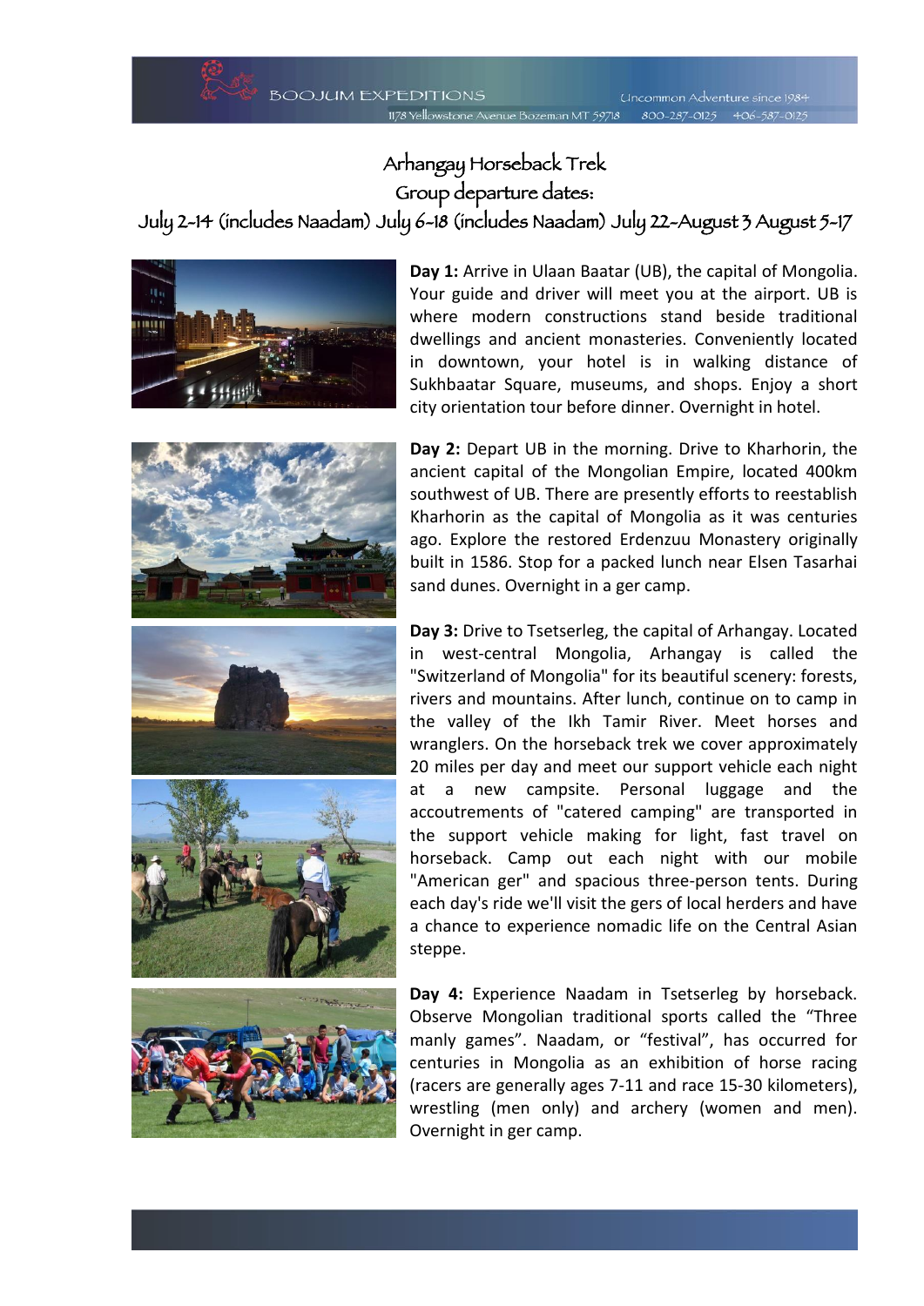BOOJUM EXPEDITIONS

Uncommon Adventure since 1984

1178 Yellowstone Avenue Bozeman MT 59718 800-287-0125 406-587-0125

# Arhangay Horseback Trek

## Group departure dates:

July 2-14 (includes Naadam) July 6-18 (includes Naadam) July 22-August 3 August 5-17

**Day 1:** Arrive in Ulaan Baatar (UB), the capital of Mongolia. Your guide and driver will meet you at the airport. UB is where modern constructions stand beside traditional dwellings and ancient monasteries. Conveniently located in downtown, your hotel is in walking distance of Sukhbaatar Square, museums, and shops. Enjoy a short city orientation tour before dinner. Overnight in hotel.

**Day 2:** Depart UB in the morning. Drive to Kharhorin, the ancient capital of the Mongolian Empire, located 400km southwest of UB. There are presently efforts to reestablish Kharhorin as the capital of Mongolia as it was centuries ago. Explore the restored Erdenzuu Monastery originally built in 1586. Stop for a packed lunch near Elsen Tasarhai sand dunes. Overnight in a ger camp.

**Day 3:** Drive to Tsetserleg, the capital of Arhangay. Located in west-central Mongolia, Arhangay is called the "Switzerland of Mongolia" for its beautiful scenery: forests, rivers and mountains. After lunch, continue on to camp in the valley of the Ikh Tamir River. Meet horses and wranglers. On the horseback trek we cover approximately 20 miles per day and meet our support vehicle each night at a new campsite. Personal luggage and the accoutrements of "catered camping" are transported in the support vehicle making for light, fast travel on horseback. Camp out each night with our mobile "American ger" and spacious three-person tents. During each day's ride we'll visit the gers of local herders and have a chance to experience nomadic life on the Central Asian steppe.

**Day 4:** Experience Naadam in Tsetserleg by horseback. Observe Mongolian traditional sports called the "Three manly games". Naadam, or "festival", has occurred for centuries in Mongolia as an exhibition of horse racing (racers are generally ages 7-11 and race 15-30 kilometers), wrestling (men only) and archery (women and men). Overnight in ger camp.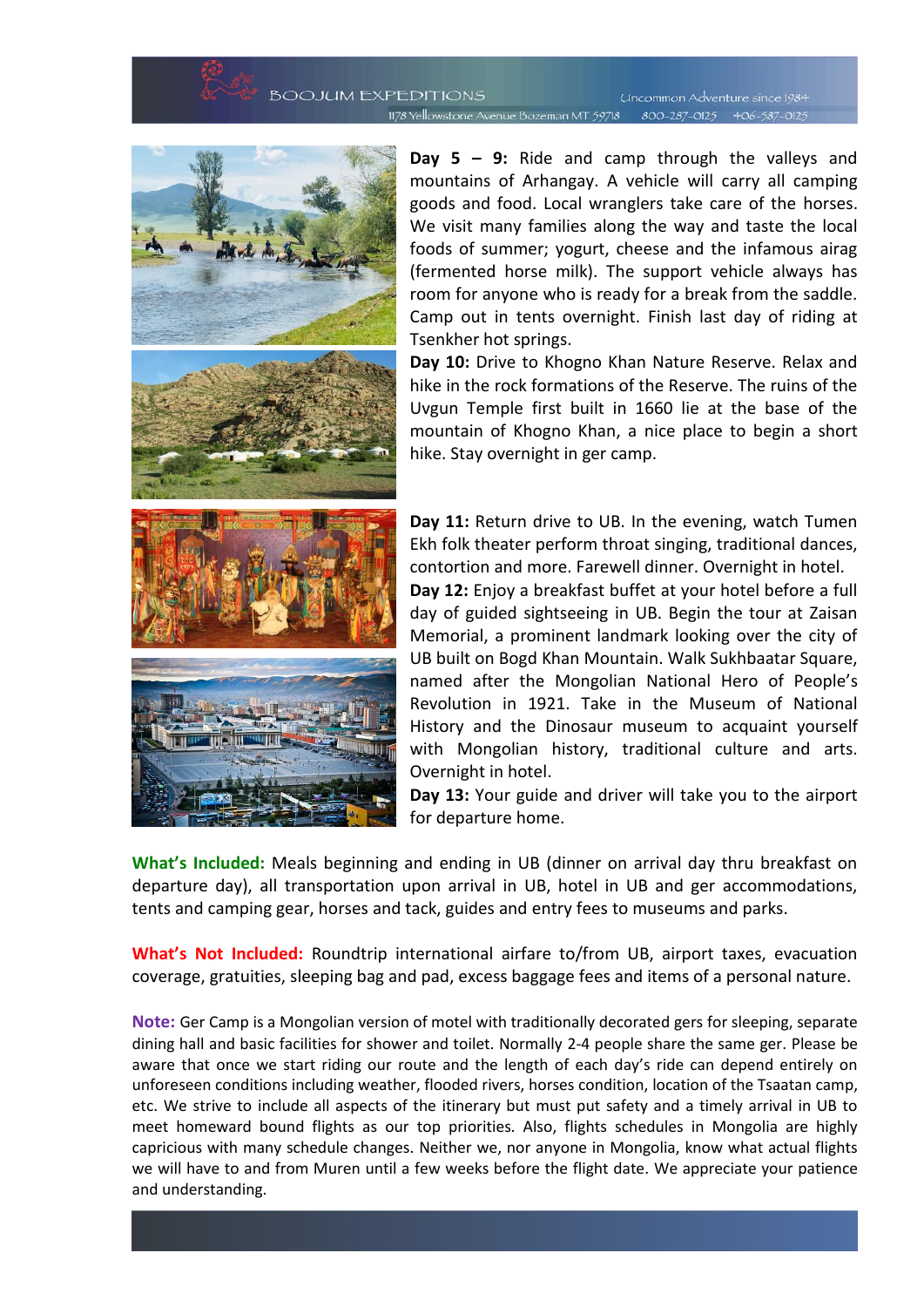**Day 5 – 9:** Ride and camp through the valleys and mountains of Arhangay. A vehicle will carry all camping goods and food. Local wranglers take care of the horses. We visit many families along the way and taste the local foods of summer; yogurt, cheese and the infamous airag (fermented horse milk). The support vehicle always has room for anyone who is ready for a break from the saddle. Camp out in tents overnight. Finish last day of riding at Tsenkher hot springs.

**Day 10:** Drive to Khogno Khan Nature Reserve. Relax and hike in the rock formations of the Reserve. The ruins of the Uvgun Temple first built in 1660 lie at the base of the mountain of Khogno Khan, a nice place to begin a short hike. Stay overnight in ger camp.

**Day 11:** Return drive to UB. In the evening, watch Tumen Ekh folk theater perform throat singing, traditional dances, contortion and more. Farewell dinner. Overnight in hotel.

**Day 12:** Enjoy a breakfast buffet at your hotel before a full day of guided sightseeing in UB. Begin the tour at Zaisan Memorial, a prominent landmark looking over the city of UB built on Bogd Khan Mountain. Walk Sukhbaatar Square, named after the Mongolian National Hero of People's Revolution in 1921. Take in the Museum of National History and the Dinosaur museum to acquaint yourself with Mongolian history, traditional culture and arts. Overnight in hotel.

**Day 13:** Your guide and driver will take you to the airport for departure home.

**What's Included:** Meals beginning and ending in UB (dinner on arrival day thru breakfast on departure day), all transportation upon arrival in UB, hotel in UB and ger accommodations, tents and camping gear, horses and tack, guides and entry fees to museums and parks.

**What's Not Included:** Roundtrip international airfare to/from UB, airport taxes, evacuation coverage, gratuities, sleeping bag and pad, excess baggage fees and items of a personal nature.

**Note:** Ger Camp is a Mongolian version of motel with traditionally decorated gers for sleeping, separate dining hall and basic facilities for shower and toilet. Normally 2-4 people share the same ger. Please be aware that once we start riding our route and the length of each day's ride can depend entirely on unforeseen conditions including weather, flooded rivers, horses condition, location of the Tsaatan camp, etc. We strive to include all aspects of the itinerary but must put safety and a timely arrival in UB to meet homeward bound flights as our top priorities. Also, flights schedules in Mongolia are highly capricious with many schedule changes. Neither we, nor anyone in Mongolia, know what actual flights we will have to and from Muren until a few weeks before the flight date. We appreciate your patience and understanding.